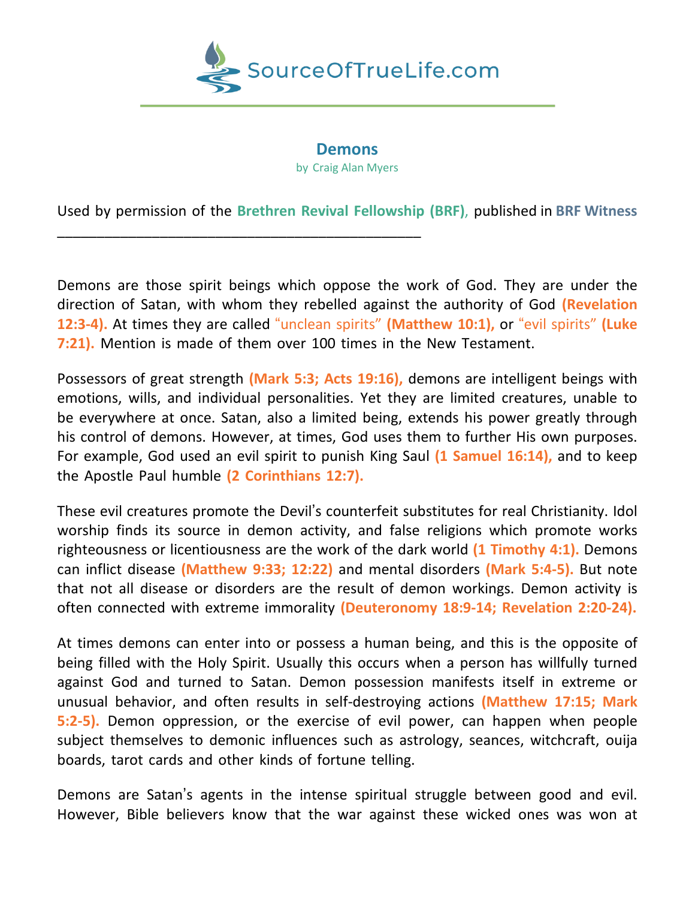SourceOfTrueLife.com

# Demons

by Craig Alan Myers

Used by permission of the **Brethren Revival Fellowship (BRF)**, published in **BRF Witness**

---

Demons are those spirit beings which oppose the work of God. They are under the direction of Satan, with whom they rebelled against the authority of God **(Revelation 12:3-4).** At times they are called "unclean spirits" **(Matthew 10:1),** or "evil spirits" **(Luke 7:21).** Mention is made of them over 100 times in the New Testament.

Possessors of great strength **(Mark 5:3; Acts 19:16),** demons are intelligent beings with emotions, wills, and individual personalities. Yet they are limited creatures, unable to be everywhere at once. Satan, also a limited being, extends his power greatly through his control of demons. However, at times, God uses them to further His own purposes. For example, God used an evil spirit to punish King Saul **(1 Samuel 16:14),** and to keep the Apostle Paul humble **(2 Corinthians 12:7).**

These evil creatures promote the Devil's counterfeit substitutes for real Christianity. Idol worship finds its source in demon activity, and false religions which promote works righteousness or licentiousness are the work of the dark world **(1 Timothy 4:1).** Demons can inflict disease **(Matthew 9:33; 12:22)** and mental disorders **(Mark 5:4-5).** But note that not all disease or disorders are the result of demon workings. Demon activity is often connected with extreme immorality **(Deuteronomy 18:9-14; Revelation 2:20-24).**

At times demons can enter into or possess a human being, and this is the opposite of being filled with the Holy Spirit. Usually this occurs when a person has willfully turned against God and turned to Satan. Demon possession manifests itself in extreme or unusual behavior, and often results in self-destroying actions **(Matthew 17:15; Mark 5:2-5).** Demon oppression, or the exercise of evil power, can happen when people subject themselves to demonic influences such as astrology, seances, witchcraft, ouija boards, tarot cards and other kinds of fortune telling.

Demons are Satan's agents in the intense spiritual struggle between good and evil. However, Bible believers know that the war against these wicked ones was won at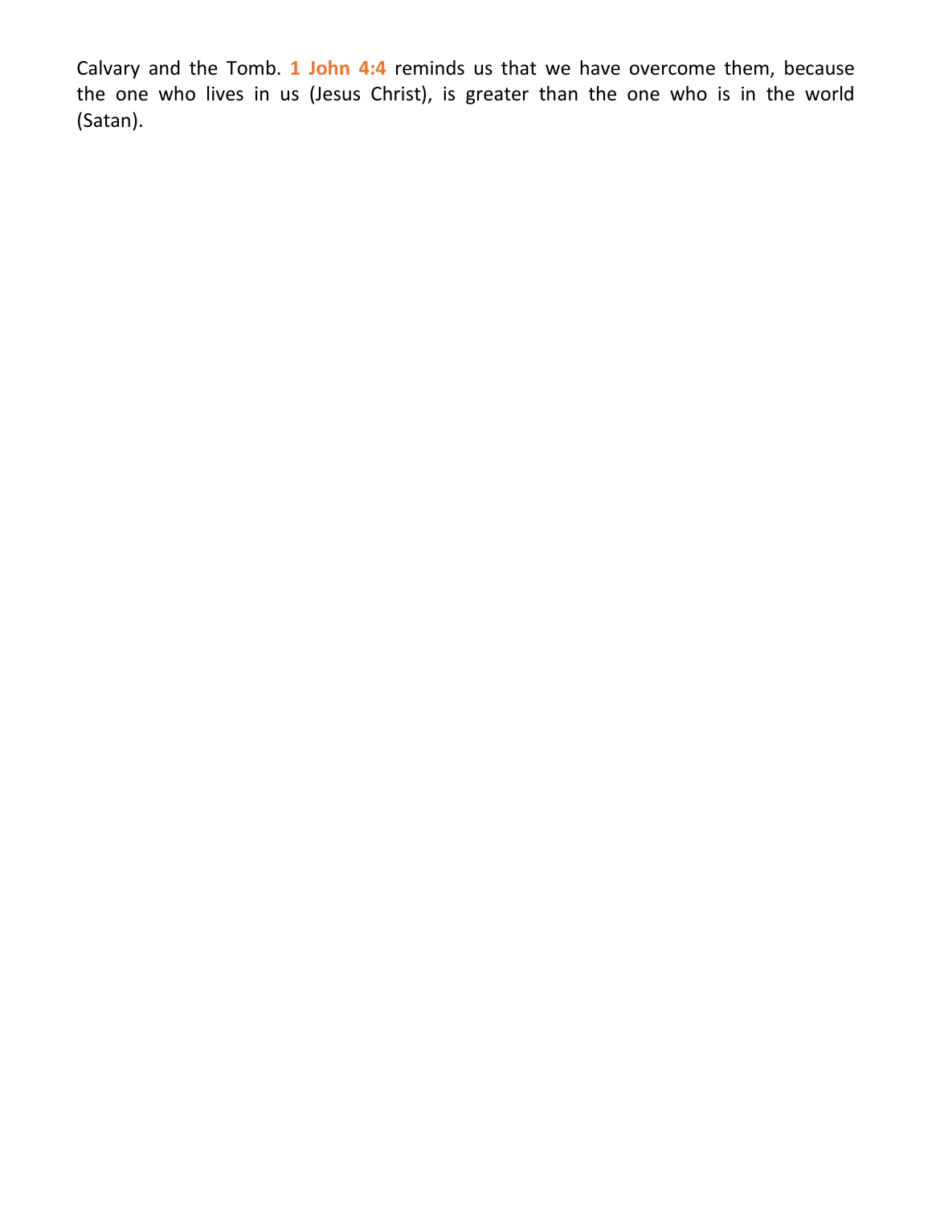Calvary and the Tomb. **1 John 4:4** reminds us that we have overcome them, because the one who lives in us (Jesus Christ), is greater than the one who is in the world (Satan).